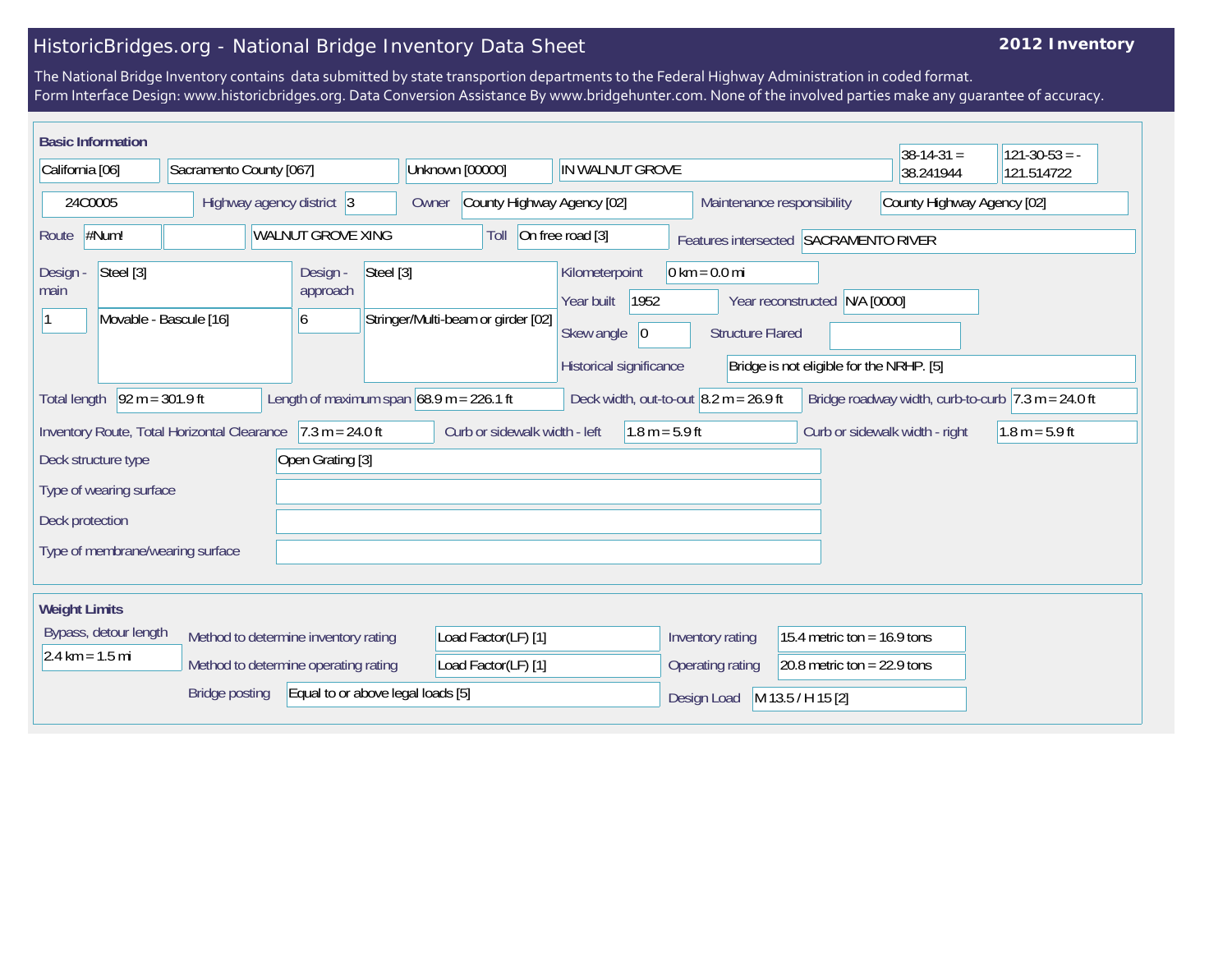# HistoricBridges.org - National Bridge Inventory Data Sheet

**2012 Inventory**

The National Bridge Inventory contains data submitted by state transportion departments to the Federal Highway Administration in coded format.
Form Interface Design: www.historicbridges.org. Data Conversion Assistance By www.bridgehunter.com. None of the involved parties make any guarantee of accuracy.

## Basic Information

| Field | Value |
|---|---|
| State | California [06] |
| County | Sacramento County [067] |
| Place | Unknown [00000] |
| Location | IN WALNUT GROVE |
| Latitude | 38-14-31 = 38.241944 |
| Longitude | 121-30-53 = -121.514722 |
| Structure Number | 24C0005 |
| Highway agency district | 3 |
| Owner | County Highway Agency [02] |
| Maintenance responsibility | County Highway Agency [02] |
| Route | #Num! |
| Facility carried | WALNUT GROVE XING |
| Toll | On free road [3] |
| Features intersected | SACRAMENTO RIVER |
| Design - main | Steel [3] |
| Design - main (spans / type) | 1 / Movable - Bascule [16] |
| Design - approach | Steel [3] |
| Design - approach (spans / type) | 6 / Stringer/Multi-beam or girder [02] |
| Kilometerpoint | 0 km = 0.0 mi |
| Year built | 1952 |
| Year reconstructed | N/A [0000] |
| Skew angle | 0 |
| Structure Flared | |
| Historical significance | Bridge is not eligible for the NRHP. [5] |
| Total length | 92 m = 301.9 ft |
| Length of maximum span | 68.9 m = 226.1 ft |
| Deck width, out-to-out | 8.2 m = 26.9 ft |
| Bridge roadway width, curb-to-curb | 7.3 m = 24.0 ft |
| Inventory Route, Total Horizontal Clearance | 7.3 m = 24.0 ft |
| Curb or sidewalk width - left | 1.8 m = 5.9 ft |
| Curb or sidewalk width - right | 1.8 m = 5.9 ft |
| Deck structure type | Open Grating [3] |
| Type of wearing surface | |
| Deck protection | |
| Type of membrane/wearing surface | |

## Weight Limits

| Field | Value |
|---|---|
| Bypass, detour length | 2.4 km = 1.5 mi |
| Method to determine inventory rating | Load Factor(LF) [1] |
| Method to determine operating rating | Load Factor(LF) [1] |
| Bridge posting | Equal to or above legal loads [5] |
| Inventory rating | 15.4 metric ton = 16.9 tons |
| Operating rating | 20.8 metric ton = 22.9 tons |
| Design Load | M 13.5 / H 15 [2] |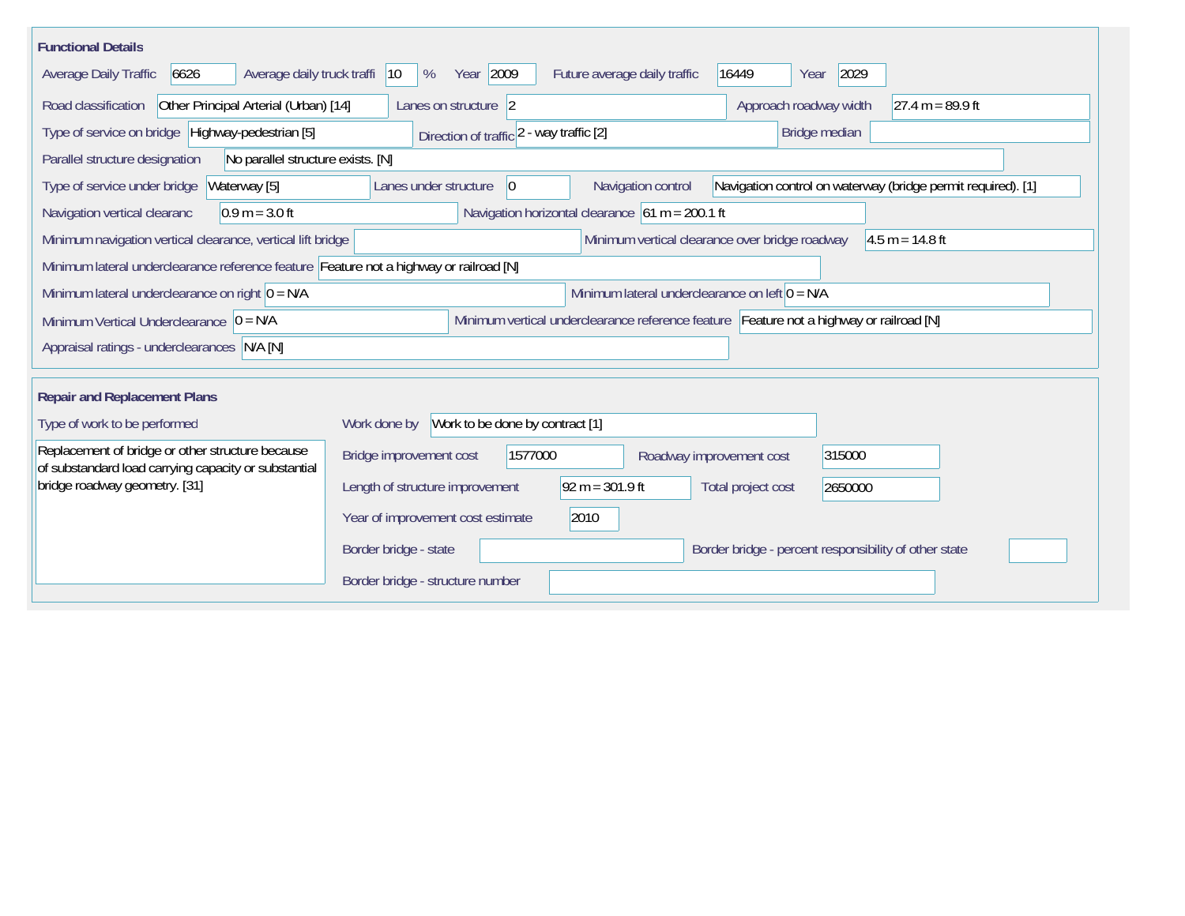## Functional Details

Average Daily Traffic: 6626
Average daily truck traffi: 10 %
Year: 2009
Future average daily traffic: 16449
Year: 2029

Road classification: Other Principal Arterial (Urban) [14]
Lanes on structure: 2
Approach roadway width: 27.4 m = 89.9 ft

Type of service on bridge: Highway-pedestrian [5]
Direction of traffic: 2 - way traffic [2]
Bridge median:

Parallel structure designation: No parallel structure exists. [N]

Type of service under bridge: Waterway [5]
Lanes under structure: 0
Navigation control: Navigation control on waterway (bridge permit required). [1]

Navigation vertical clearanc: 0.9 m = 3.0 ft
Navigation horizontal clearance: 61 m = 200.1 ft

Minimum navigation vertical clearance, vertical lift bridge:
Minimum vertical clearance over bridge roadway: 4.5 m = 14.8 ft

Minimum lateral underclearance reference feature: Feature not a highway or railroad [N]

Minimum lateral underclearance on right: 0 = N/A
Minimum lateral underclearance on left: 0 = N/A

Minimum Vertical Underclearance: 0 = N/A
Minimum vertical underclearance reference feature: Feature not a highway or railroad [N]

Appraisal ratings - underclearances: N/A [N]

## Repair and Replacement Plans

Type of work to be performed:
Replacement of bridge or other structure because of substandard load carrying capacity or substantial bridge roadway geometry. [31]

Work done by: Work to be done by contract [1]

Bridge improvement cost: 1577000
Roadway improvement cost: 315000

Length of structure improvement: 92 m = 301.9 ft
Total project cost: 2650000

Year of improvement cost estimate: 2010

Border bridge - state:
Border bridge - percent responsibility of other state:

Border bridge - structure number: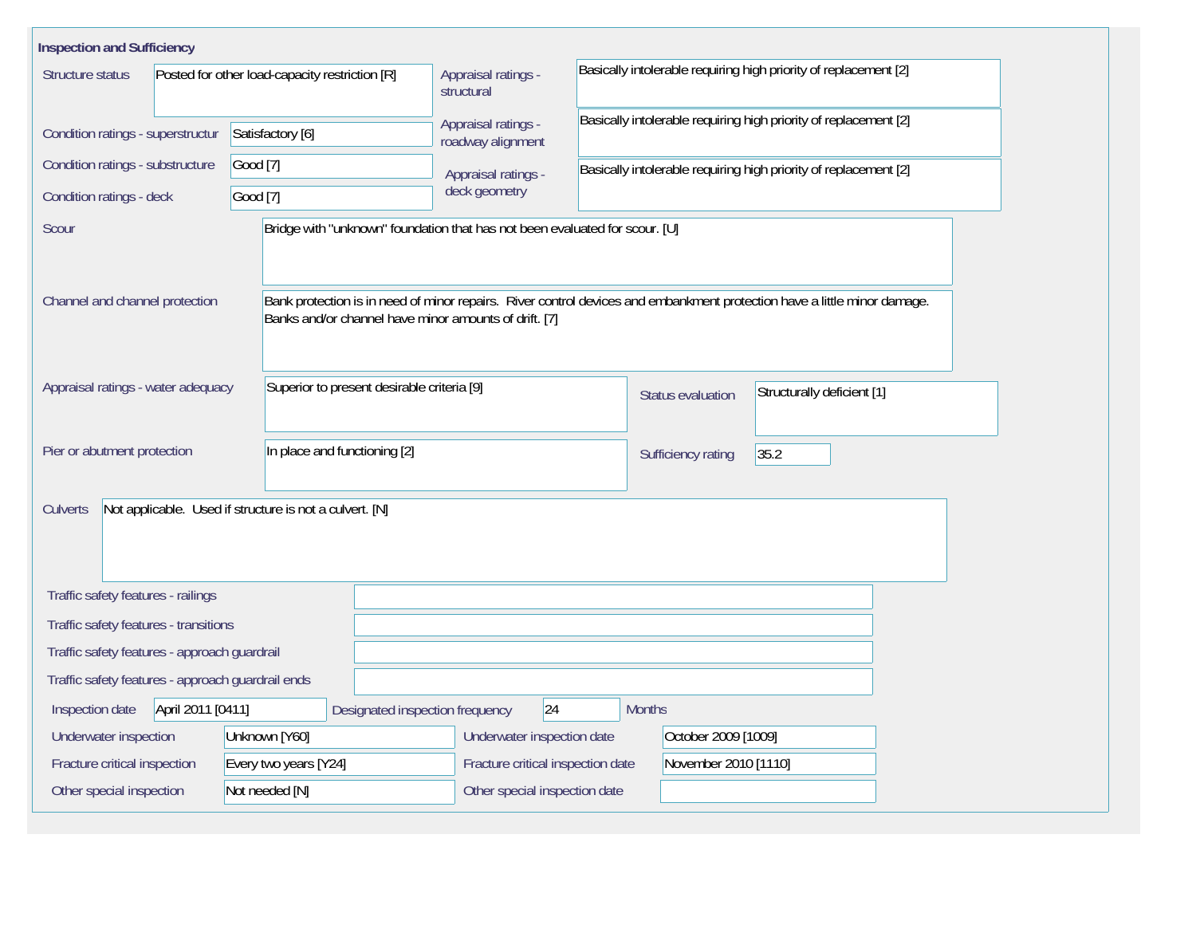## Inspection and Sufficiency

| Field | Value |
| --- | --- |
| Structure status | Posted for other load-capacity restriction [R] |
| Appraisal ratings - structural | Basically intolerable requiring high priority of replacement [2] |
| Condition ratings - superstructur | Satisfactory [6] |
| Appraisal ratings - roadway alignment | Basically intolerable requiring high priority of replacement [2] |
| Condition ratings - substructure | Good [7] |
| Appraisal ratings - deck geometry | Basically intolerable requiring high priority of replacement [2] |
| Condition ratings - deck | Good [7] |
| Scour | Bridge with "unknown" foundation that has not been evaluated for scour. [U] |
| Channel and channel protection | Bank protection is in need of minor repairs. River control devices and embankment protection have a little minor damage. Banks and/or channel have minor amounts of drift. [7] |
| Appraisal ratings - water adequacy | Superior to present desirable criteria [9] |
| Status evaluation | Structurally deficient [1] |
| Pier or abutment protection | In place and functioning [2] |
| Sufficiency rating | 35.2 |
| Culverts | Not applicable. Used if structure is not a culvert. [N] |
| Traffic safety features - railings | |
| Traffic safety features - transitions | |
| Traffic safety features - approach guardrail | |
| Traffic safety features - approach guardrail ends | |
| Inspection date | April 2011 [0411] |
| Designated inspection frequency | 24 Months |
| Underwater inspection | Unknown [Y60] |
| Underwater inspection date | October 2009 [1009] |
| Fracture critical inspection | Every two years [Y24] |
| Fracture critical inspection date | November 2010 [1110] |
| Other special inspection | Not needed [N] |
| Other special inspection date | |